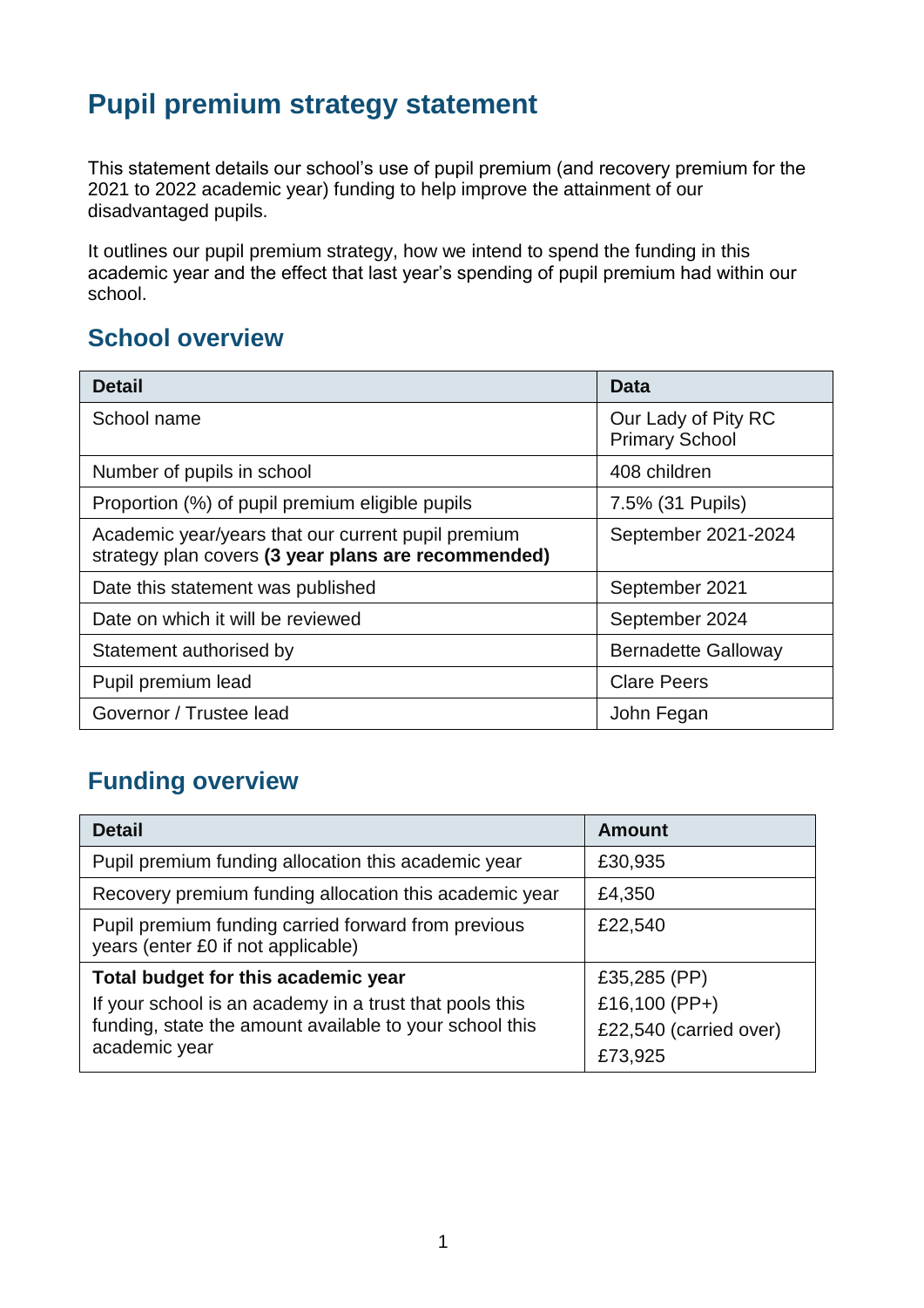# Pupil premium strategy statement

This statement details our school's use of pupil premium (and recovery premium for the 2021 to 2022 academic year) funding to help improve the attainment of our disadvantaged pupils.

It outlines our pupil premium strategy, how we intend to spend the funding in this academic year and the effect that last year's spending of pupil premium had within our school.

## School overview

| Detail | Data |
|---|---|
| School name | Our Lady of Pity RC Primary School |
| Number of pupils in school | 408 children |
| Proportion (%) of pupil premium eligible pupils | 7.5% (31 Pupils) |
| Academic year/years that our current pupil premium strategy plan covers **(3 year plans are recommended)** | September 2021-2024 |
| Date this statement was published | September 2021 |
| Date on which it will be reviewed | September 2024 |
| Statement authorised by | Bernadette Galloway |
| Pupil premium lead | Clare Peers |
| Governor / Trustee lead | John Fegan |

## Funding overview

| Detail | Amount |
|---|---|
| Pupil premium funding allocation this academic year | £30,935 |
| Recovery premium funding allocation this academic year | £4,350 |
| Pupil premium funding carried forward from previous years (enter £0 if not applicable) | £22,540 |
| **Total budget for this academic year**<br>If your school is an academy in a trust that pools this funding, state the amount available to your school this academic year | £35,285 (PP)<br>£16,100 (PP+)<br>£22,540 (carried over)<br>£73,925 |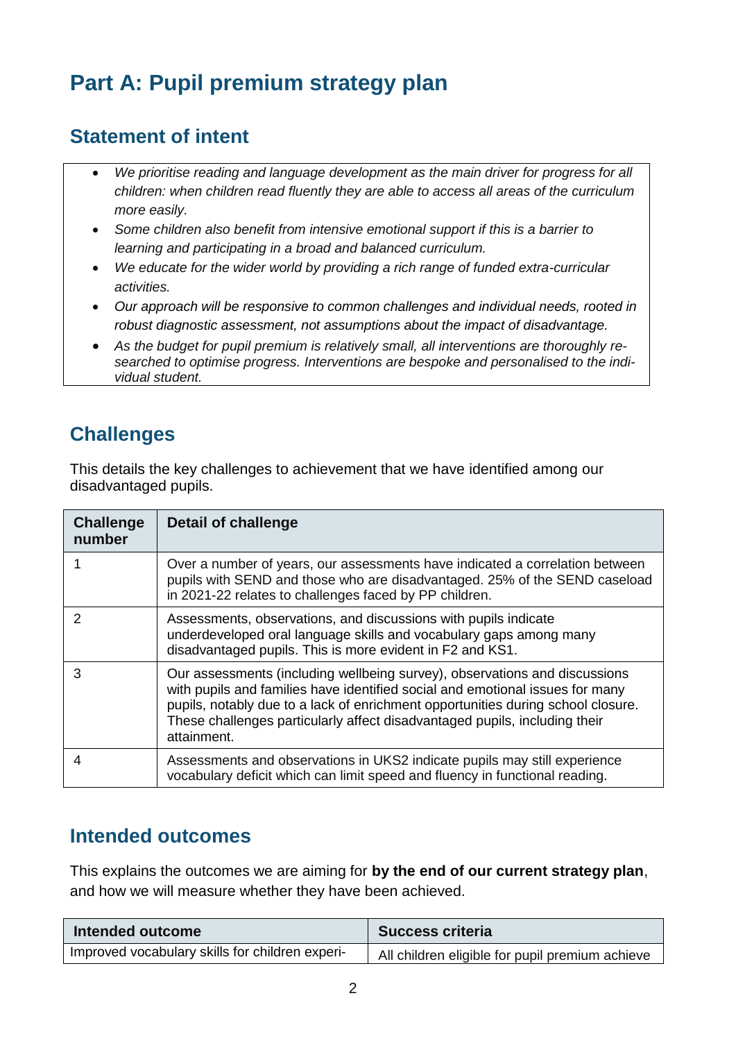# Part A: Pupil premium strategy plan

## Statement of intent

- *We prioritise reading and language development as the main driver for progress for all children: when children read fluently they are able to access all areas of the curriculum more easily.*
- *Some children also benefit from intensive emotional support if this is a barrier to learning and participating in a broad and balanced curriculum.*
- *We educate for the wider world by providing a rich range of funded extra-curricular activities.*
- *Our approach will be responsive to common challenges and individual needs, rooted in robust diagnostic assessment, not assumptions about the impact of disadvantage.*
- *As the budget for pupil premium is relatively small, all interventions are thoroughly re-searched to optimise progress. Interventions are bespoke and personalised to the indi-vidual student.*

## Challenges

This details the key challenges to achievement that we have identified among our disadvantaged pupils.

| Challenge number | Detail of challenge |
|---|---|
| 1 | Over a number of years, our assessments have indicated a correlation between pupils with SEND and those who are disadvantaged. 25% of the SEND caseload in 2021-22 relates to challenges faced by PP children. |
| 2 | Assessments, observations, and discussions with pupils indicate underdeveloped oral language skills and vocabulary gaps among many disadvantaged pupils. This is more evident in F2 and KS1. |
| 3 | Our assessments (including wellbeing survey), observations and discussions with pupils and families have identified social and emotional issues for many pupils, notably due to a lack of enrichment opportunities during school closure. These challenges particularly affect disadvantaged pupils, including their attainment. |
| 4 | Assessments and observations in UKS2 indicate pupils may still experience vocabulary deficit which can limit speed and fluency in functional reading. |

## Intended outcomes

This explains the outcomes we are aiming for **by the end of our current strategy plan**, and how we will measure whether they have been achieved.

| Intended outcome | Success criteria |
|---|---|
| Improved vocabulary skills for children experi- | All children eligible for pupil premium achieve |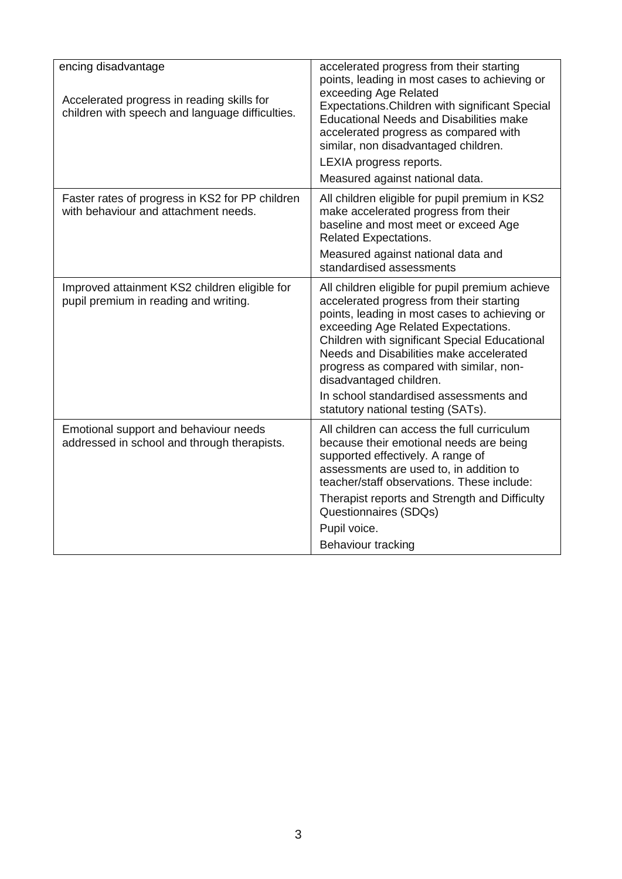| | |
|---|---|
| encing disadvantage<br><br>Accelerated progress in reading skills for children with speech and language difficulties. | accelerated progress from their starting points, leading in most cases to achieving or exceeding Age Related Expectations.Children with significant Special Educational Needs and Disabilities make accelerated progress as compared with similar, non disadvantaged children.<br>LEXIA progress reports.<br>Measured against national data. |
| Faster rates of progress in KS2 for PP children with behaviour and attachment needs. | All children eligible for pupil premium in KS2 make accelerated progress from their baseline and most meet or exceed Age Related Expectations.<br>Measured against national data and standardised assessments |
| Improved attainment KS2 children eligible for pupil premium in reading and writing. | All children eligible for pupil premium achieve accelerated progress from their starting points, leading in most cases to achieving or exceeding Age Related Expectations. Children with significant Special Educational Needs and Disabilities make accelerated progress as compared with similar, non-disadvantaged children.<br>In school standardised assessments and statutory national testing (SATs). |
| Emotional support and behaviour needs addressed in school and through therapists. | All children can access the full curriculum because their emotional needs are being supported effectively. A range of assessments are used to, in addition to teacher/staff observations. These include:<br>Therapist reports and Strength and Difficulty Questionnaires (SDQs)<br>Pupil voice.<br>Behaviour tracking |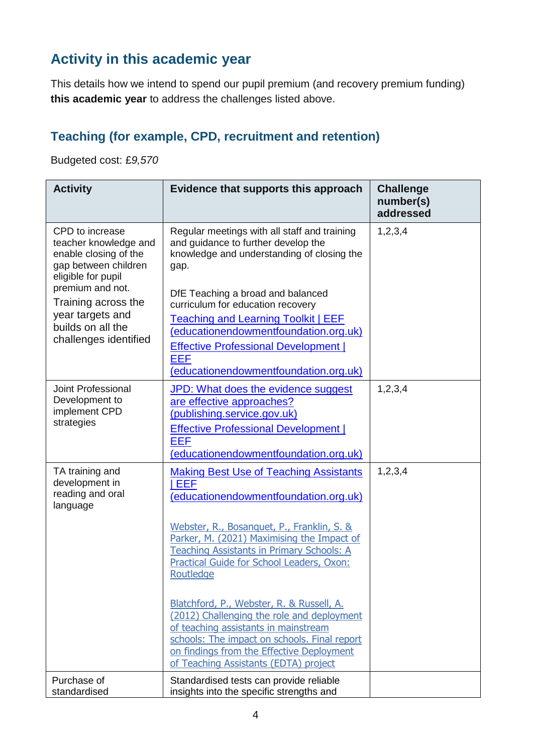## Activity in this academic year

This details how we intend to spend our pupil premium (and recovery premium funding) **this academic year** to address the challenges listed above.

### Teaching (for example, CPD, recruitment and retention)

Budgeted cost: *£9,570*

| Activity | Evidence that supports this approach | Challenge number(s) addressed |
|---|---|---|
| CPD to increase teacher knowledge and enable closing of the gap between children eligible for pupil premium and not.<br>Training across the year targets and builds on all the challenges identified | Regular meetings with all staff and training and guidance to further develop the knowledge and understanding of closing the gap.<br><br>DfE Teaching a broad and balanced curriculum for education recovery<br>Teaching and Learning Toolkit \| EEF (educationendowmentfoundation.org.uk)<br>Effective Professional Development \| EEF (educationendowmentfoundation.org.uk) | 1,2,3,4 |
| Joint Professional Development to implement CPD strategies | JPD: What does the evidence suggest are effective approaches? (publishing.service.gov.uk)<br>Effective Professional Development \| EEF (educationendowmentfoundation.org.uk) | 1,2,3,4 |
| TA training and development in reading and oral language | Making Best Use of Teaching Assistants \| EEF (educationendowmentfoundation.org.uk)<br><br>Webster, R., Bosanquet, P., Franklin, S. & Parker, M. (2021) Maximising the Impact of Teaching Assistants in Primary Schools: A Practical Guide for School Leaders, Oxon: Routledge<br><br>Blatchford, P., Webster, R. & Russell, A. (2012) Challenging the role and deployment of teaching assistants in mainstream schools: The impact on schools. Final report on findings from the Effective Deployment of Teaching Assistants (EDTA) project | 1,2,3,4 |
| Purchase of standardised | Standardised tests can provide reliable insights into the specific strengths and | |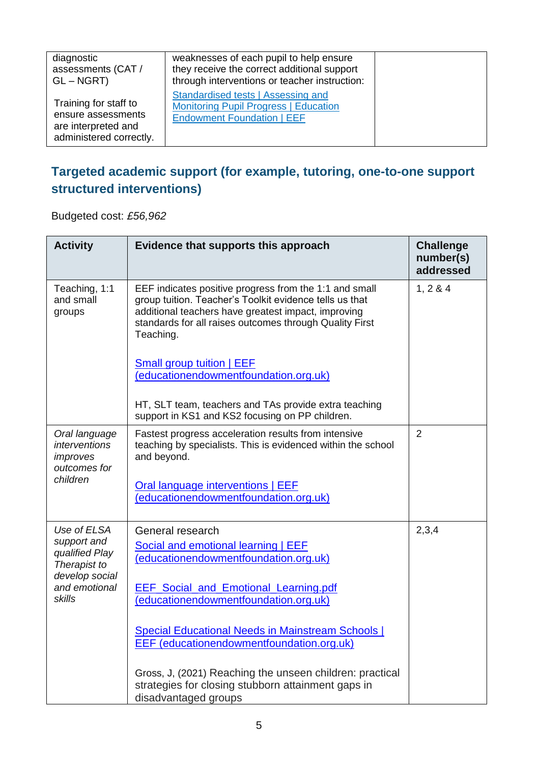| | | |
|---|---|---|
| diagnostic assessments (CAT / GL – NGRT)<br><br>Training for staff to ensure assessments are interpreted and administered correctly. | weaknesses of each pupil to help ensure they receive the correct additional support through interventions or teacher instruction:<br>[Standardised tests \| Assessing and Monitoring Pupil Progress \| Education Endowment Foundation \| EEF]() | |

## Targeted academic support (for example, tutoring, one-to-one support structured interventions)

Budgeted cost: *£56,962*

| Activity | Evidence that supports this approach | Challenge number(s) addressed |
|---|---|---|
| Teaching, 1:1 and small groups | EEF indicates positive progress from the 1:1 and small group tuition. Teacher's Toolkit evidence tells us that additional teachers have greatest impact, improving standards for all raises outcomes through Quality First Teaching.<br><br>[Small group tuition \| EEF (educationendowmentfoundation.org.uk)]()<br><br>HT, SLT team, teachers and TAs provide extra teaching support in KS1 and KS2 focusing on PP children. | 1, 2 & 4 |
| *Oral language interventions improves outcomes for children* | Fastest progress acceleration results from intensive teaching by specialists. This is evidenced within the school and beyond.<br><br>[Oral language interventions \| EEF (educationendowmentfoundation.org.uk)]() | 2 |
| *Use of ELSA support and qualified Play Therapist to develop social and emotional skills* | General research<br>[Social and emotional learning \| EEF (educationendowmentfoundation.org.uk)]()<br><br>[EEF_Social_and_Emotional_Learning.pdf (educationendowmentfoundation.org.uk)]()<br><br>[Special Educational Needs in Mainstream Schools \| EEF (educationendowmentfoundation.org.uk)]()<br><br>Gross, J, (2021) Reaching the unseen children: practical strategies for closing stubborn attainment gaps in disadvantaged groups | 2,3,4 |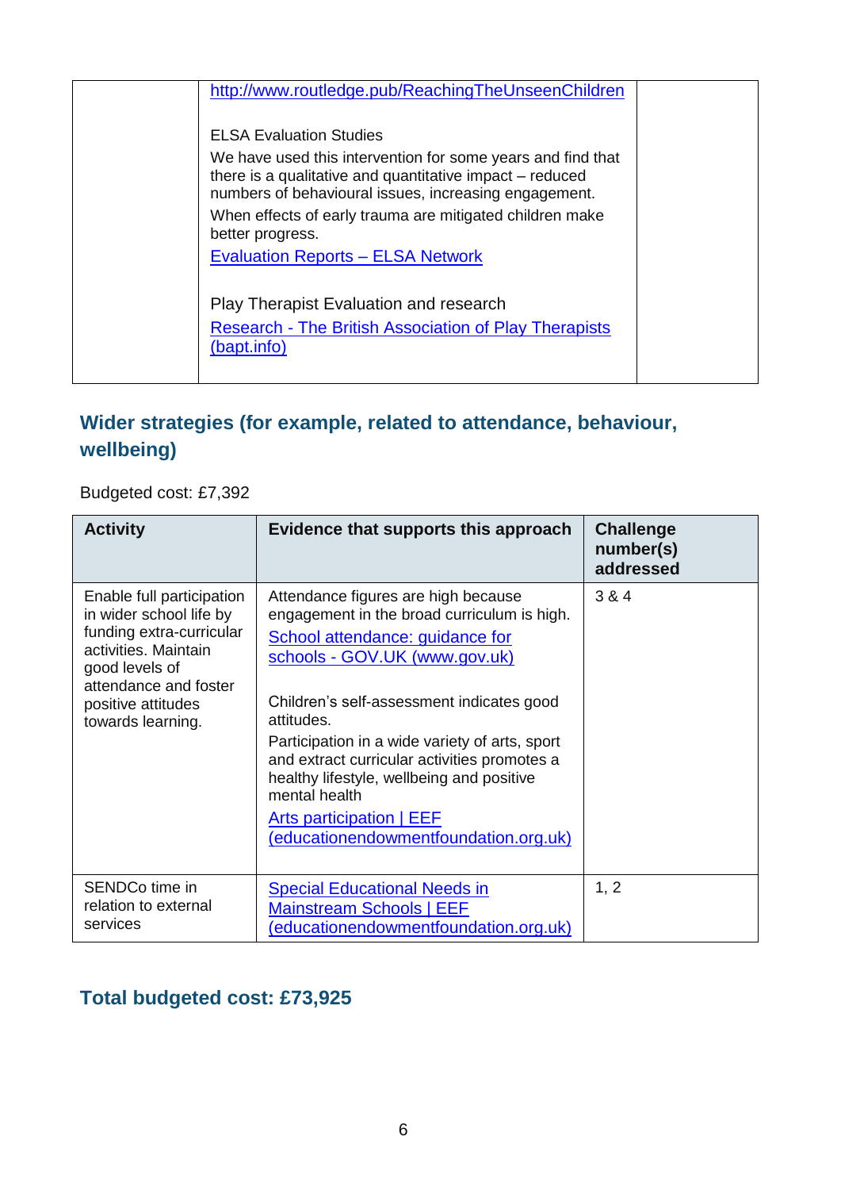| | | |
|---|---|---|
| | http://www.routledge.pub/ReachingTheUnseenChildren<br><br>ELSA Evaluation Studies<br>We have used this intervention for some years and find that there is a qualitative and quantitative impact – reduced numbers of behavioural issues, increasing engagement.<br>When effects of early trauma are mitigated children make better progress.<br>Evaluation Reports – ELSA Network<br><br>Play Therapist Evaluation and research<br>Research - The British Association of Play Therapists (bapt.info) | |

## Wider strategies (for example, related to attendance, behaviour, wellbeing)

Budgeted cost: £7,392

| Activity | Evidence that supports this approach | Challenge number(s) addressed |
|---|---|---|
| Enable full participation in wider school life by funding extra-curricular activities. Maintain good levels of attendance and foster positive attitudes towards learning. | Attendance figures are high because engagement in the broad curriculum is high.<br>School attendance: guidance for schools - GOV.UK (www.gov.uk)<br><br>Children's self-assessment indicates good attitudes.<br>Participation in a wide variety of arts, sport and extract curricular activities promotes a healthy lifestyle, wellbeing and positive mental health<br>Arts participation \| EEF (educationendowmentfoundation.org.uk) | 3 & 4 |
| SENDCo time in relation to external services | Special Educational Needs in Mainstream Schools \| EEF (educationendowmentfoundation.org.uk) | 1, 2 |

## Total budgeted cost: £73,925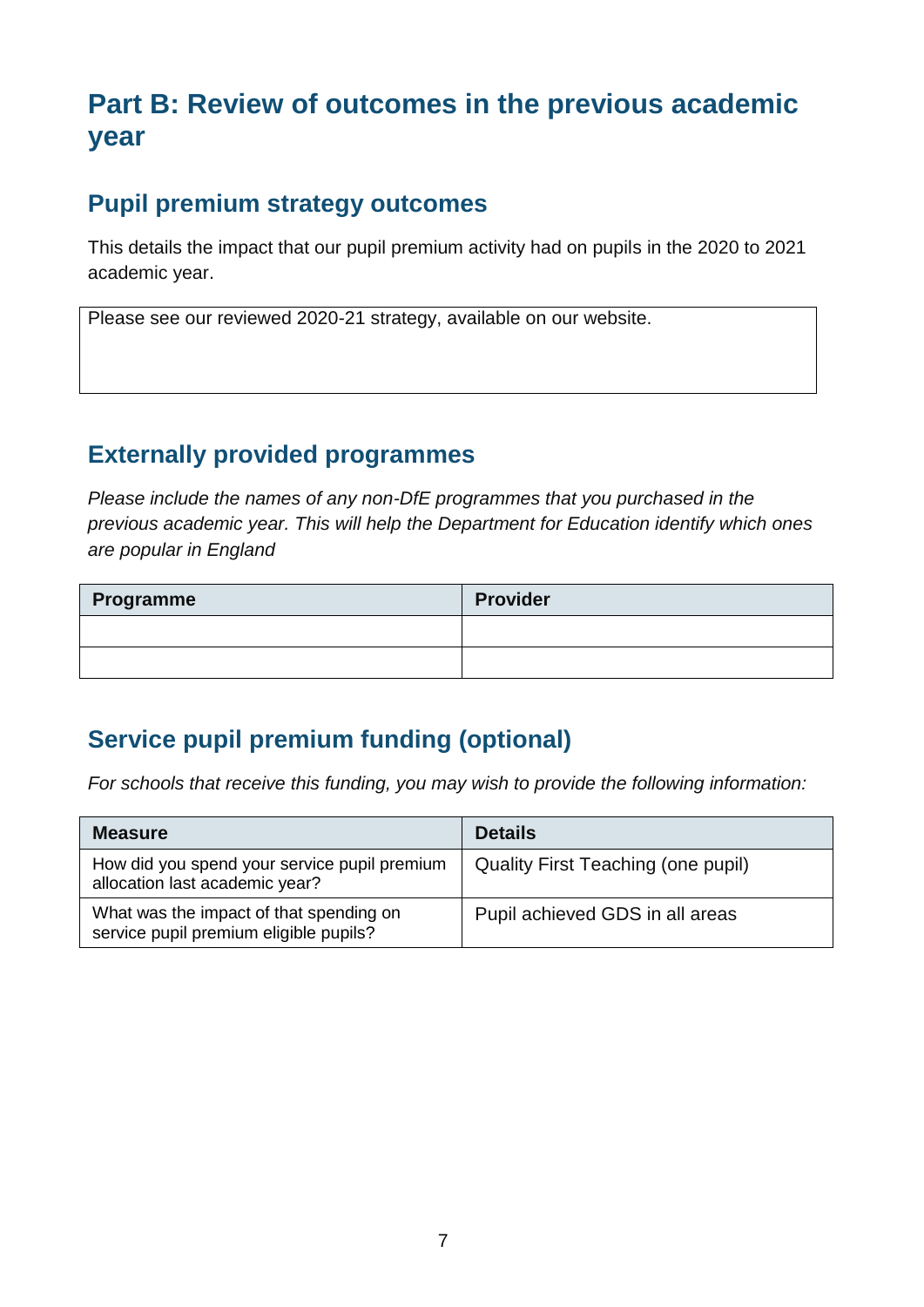# Part B: Review of outcomes in the previous academic year

## Pupil premium strategy outcomes

This details the impact that our pupil premium activity had on pupils in the 2020 to 2021 academic year.

| Please see our reviewed 2020-21 strategy, available on our website. |
|---|

## Externally provided programmes

*Please include the names of any non-DfE programmes that you purchased in the previous academic year. This will help the Department for Education identify which ones are popular in England*

| Programme | Provider |
|---|---|
| | |
| | |

## Service pupil premium funding (optional)

*For schools that receive this funding, you may wish to provide the following information:*

| Measure | Details |
|---|---|
| How did you spend your service pupil premium allocation last academic year? | Quality First Teaching (one pupil) |
| What was the impact of that spending on service pupil premium eligible pupils? | Pupil achieved GDS in all areas |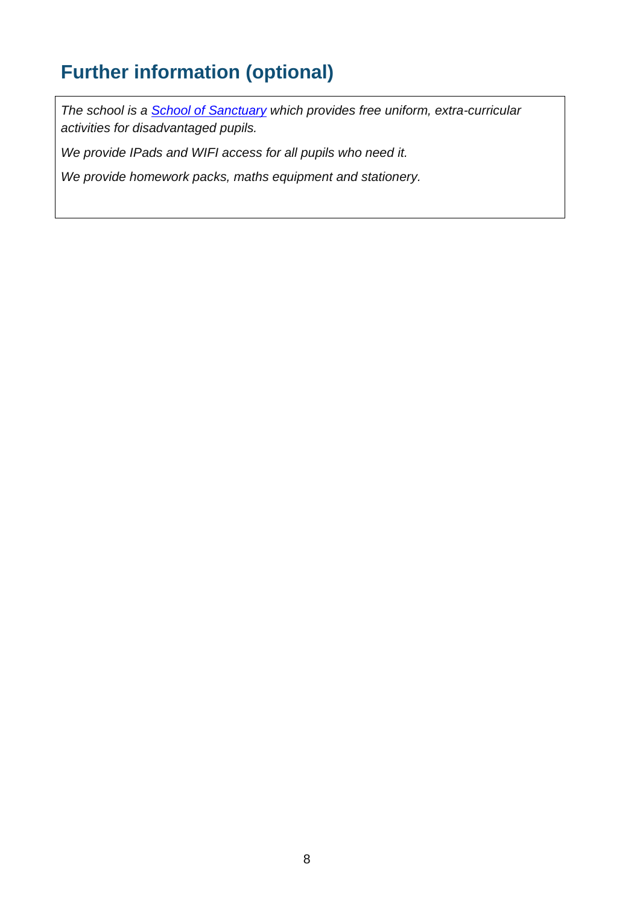## Further information (optional)

*The school is a [School of Sanctuary](School of Sanctuary) which provides free uniform, extra-curricular activities for disadvantaged pupils.*

*We provide IPads and WIFI access for all pupils who need it.*

*We provide homework packs, maths equipment and stationery.*